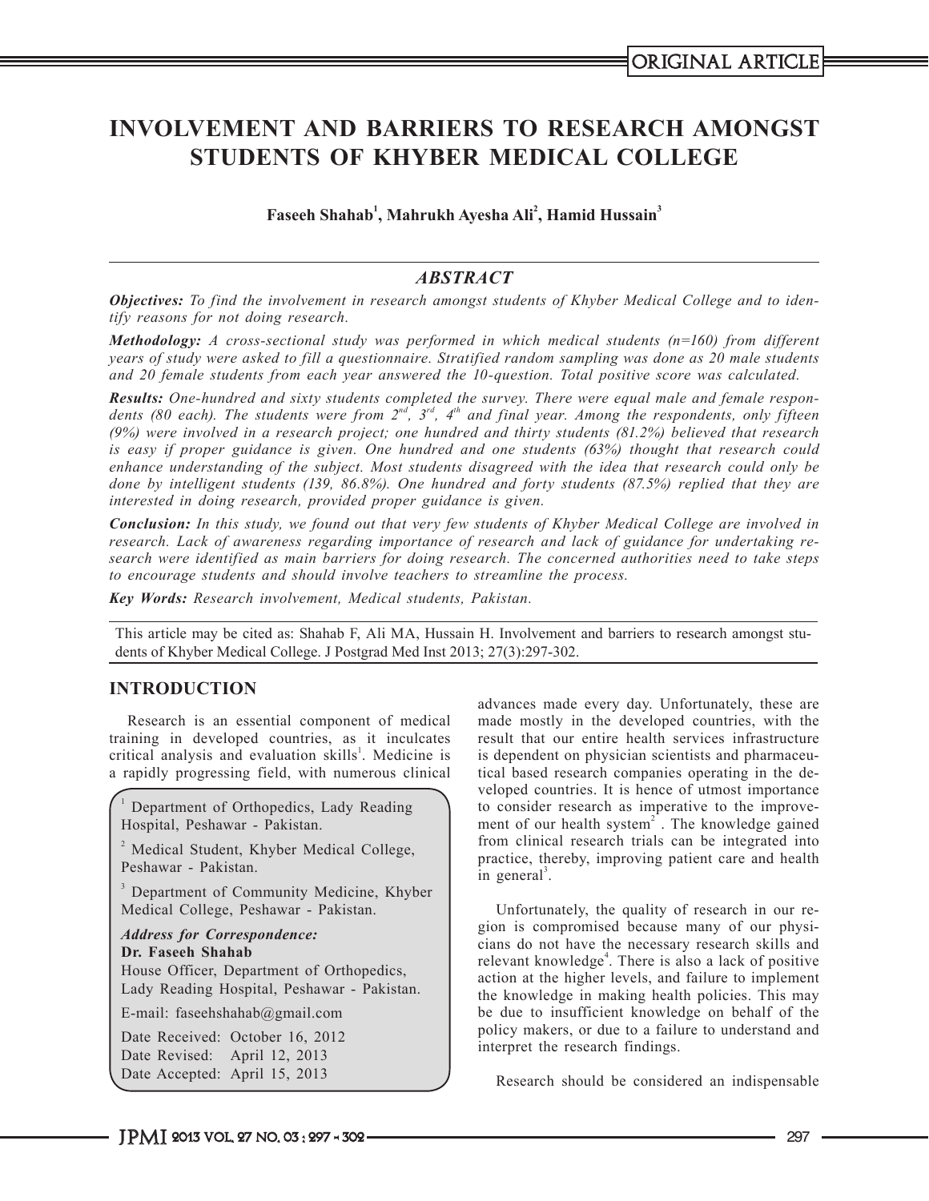ORIGINAL ARTICLE

# INVOLVEMENT AND BARRIERS TO RESEARCH AMONGST STUDENTS OF KHYBER MEDICAL COLLEGE

**Faseeh Shahab[1], Mahrukh Ayesha Ali[2], Hamid Hussain[3]**

## ABSTRACT

***Objectives:*** *To find the involvement in research amongst students of Khyber Medical College and to identify reasons for not doing research.*

***Methodology:*** *A cross-sectional study was performed in which medical students (n=160) from different years of study were asked to fill a questionnaire. Stratified random sampling was done as 20 male students and 20 female students from each year answered the 10-question. Total positive score was calculated.*

***Results:*** *One-hundred and sixty students completed the survey. There were equal male and female respondents (80 each). The students were from 2nd, 3rd, 4th and final year. Among the respondents, only fifteen (9%) were involved in a research project; one hundred and thirty students (81.2%) believed that research is easy if proper guidance is given. One hundred and one students (63%) thought that research could enhance understanding of the subject. Most students disagreed with the idea that research could only be done by intelligent students (139, 86.8%). One hundred and forty students (87.5%) replied that they are interested in doing research, provided proper guidance is given.*

***Conclusion:*** *In this study, we found out that very few students of Khyber Medical College are involved in research. Lack of awareness regarding importance of research and lack of guidance for undertaking research were identified as main barriers for doing research. The concerned authorities need to take steps to encourage students and should involve teachers to streamline the process.*

***Key Words:*** *Research involvement, Medical students, Pakistan.*

This article may be cited as: Shahab F, Ali MA, Hussain H. Involvement and barriers to research amongst students of Khyber Medical College. J Postgrad Med Inst 2013; 27(3):297-302.

## INTRODUCTION

Research is an essential component of medical training in developed countries, as it inculcates critical analysis and evaluation skills[1]. Medicine is a rapidly progressing field, with numerous clinical advances made every day. Unfortunately, these are made mostly in the developed countries, with the result that our entire health services infrastructure is dependent on physician scientists and pharmaceutical based research companies operating in the developed countries. It is hence of utmost importance to consider research as imperative to the improvement of our health system[2]. The knowledge gained from clinical research trials can be integrated into practice, thereby, improving patient care and health in general[3].

Unfortunately, the quality of research in our region is compromised because many of our physicians do not have the necessary research skills and relevant knowledge[4]. There is also a lack of positive action at the higher levels, and failure to implement the knowledge in making health policies. This may be due to insufficient knowledge on behalf of the policy makers, or due to a failure to understand and interpret the research findings.

Research should be considered an indispensable

[1] Department of Orthopedics, Lady Reading Hospital, Peshawar - Pakistan.

[2] Medical Student, Khyber Medical College, Peshawar - Pakistan.

[3] Department of Community Medicine, Khyber Medical College, Peshawar - Pakistan.

*Address for Correspondence:*
**Dr. Faseeh Shahab**
House Officer, Department of Orthopedics, Lady Reading Hospital, Peshawar - Pakistan.

E-mail: faseehshahab@gmail.com

Date Received: October 16, 2012
Date Revised: April 12, 2013
Date Accepted: April 15, 2013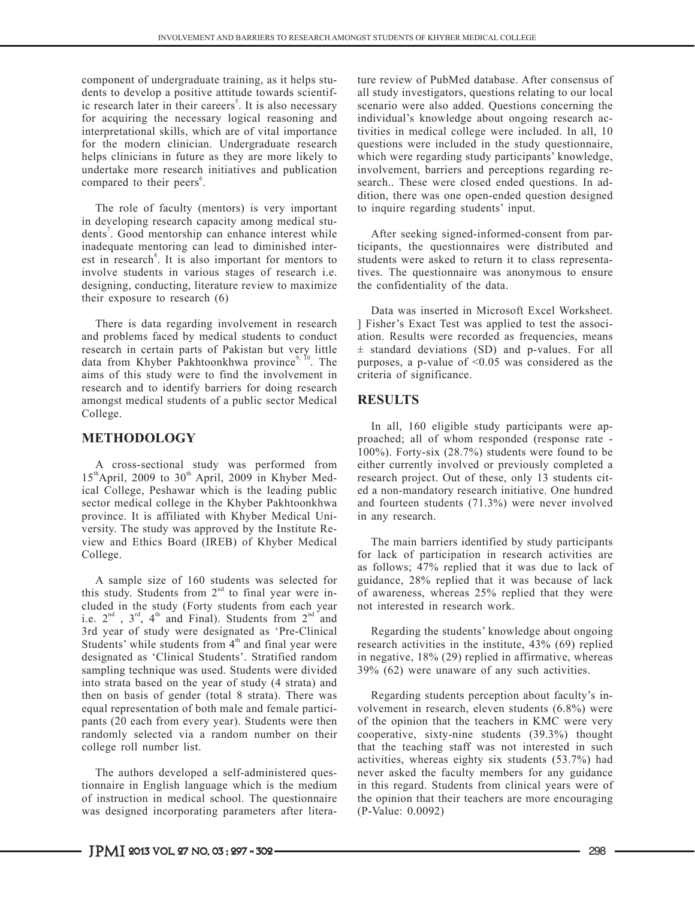component of undergraduate training, as it helps students to develop a positive attitude towards scientific research later in their careers[5]. It is also necessary for acquiring the necessary logical reasoning and interpretational skills, which are of vital importance for the modern clinician. Undergraduate research helps clinicians in future as they are more likely to undertake more research initiatives and publication compared to their peers[6].

The role of faculty (mentors) is very important in developing research capacity among medical students[7]. Good mentorship can enhance interest while inadequate mentoring can lead to diminished interest in research[8]. It is also important for mentors to involve students in various stages of research i.e. designing, conducting, literature review to maximize their exposure to research (6)

There is data regarding involvement in research and problems faced by medical students to conduct research in certain parts of Pakistan but very little data from Khyber Pakhtoonkhwa province[9, 10]. The aims of this study were to find the involvement in research and to identify barriers for doing research amongst medical students of a public sector Medical College.

## METHODOLOGY

A cross-sectional study was performed from 15th April, 2009 to 30th April, 2009 in Khyber Medical College, Peshawar which is the leading public sector medical college in the Khyber Pakhtoonkhwa province. It is affiliated with Khyber Medical University. The study was approved by the Institute Review and Ethics Board (IREB) of Khyber Medical College.

A sample size of 160 students was selected for this study. Students from 2nd to final year were included in the study (Forty students from each year i.e. 2nd, 3rd, 4th and Final). Students from 2nd and 3rd year of study were designated as 'Pre-Clinical Students' while students from 4th and final year were designated as 'Clinical Students'. Stratified random sampling technique was used. Students were divided into strata based on the year of study (4 strata) and then on basis of gender (total 8 strata). There was equal representation of both male and female participants (20 each from every year). Students were then randomly selected via a random number on their college roll number list.

The authors developed a self-administered questionnaire in English language which is the medium of instruction in medical school. The questionnaire was designed incorporating parameters after literature review of PubMed database. After consensus of all study investigators, questions relating to our local scenario were also added. Questions concerning the individual's knowledge about ongoing research activities in medical college were included. In all, 10 questions were included in the study questionnaire, which were regarding study participants' knowledge, involvement, barriers and perceptions regarding research.. These were closed ended questions. In addition, there was one open-ended question designed to inquire regarding students' input.

After seeking signed-informed-consent from participants, the questionnaires were distributed and students were asked to return it to class representatives. The questionnaire was anonymous to ensure the confidentiality of the data.

Data was inserted in Microsoft Excel Worksheet. ] Fisher's Exact Test was applied to test the association. Results were recorded as frequencies, means ± standard deviations (SD) and p-values. For all purposes, a p-value of <0.05 was considered as the criteria of significance.

## RESULTS

In all, 160 eligible study participants were approached; all of whom responded (response rate - 100%). Forty-six (28.7%) students were found to be either currently involved or previously completed a research project. Out of these, only 13 students cited a non-mandatory research initiative. One hundred and fourteen students (71.3%) were never involved in any research.

The main barriers identified by study participants for lack of participation in research activities are as follows; 47% replied that it was due to lack of guidance, 28% replied that it was because of lack of awareness, whereas 25% replied that they were not interested in research work.

Regarding the students' knowledge about ongoing research activities in the institute, 43% (69) replied in negative, 18% (29) replied in affirmative, whereas 39% (62) were unaware of any such activities.

Regarding students perception about faculty's involvement in research, eleven students (6.8%) were of the opinion that the teachers in KMC were very cooperative, sixty-nine students (39.3%) thought that the teaching staff was not interested in such activities, whereas eighty six students (53.7%) had never asked the faculty members for any guidance in this regard. Students from clinical years were of the opinion that their teachers are more encouraging (P-Value: 0.0092)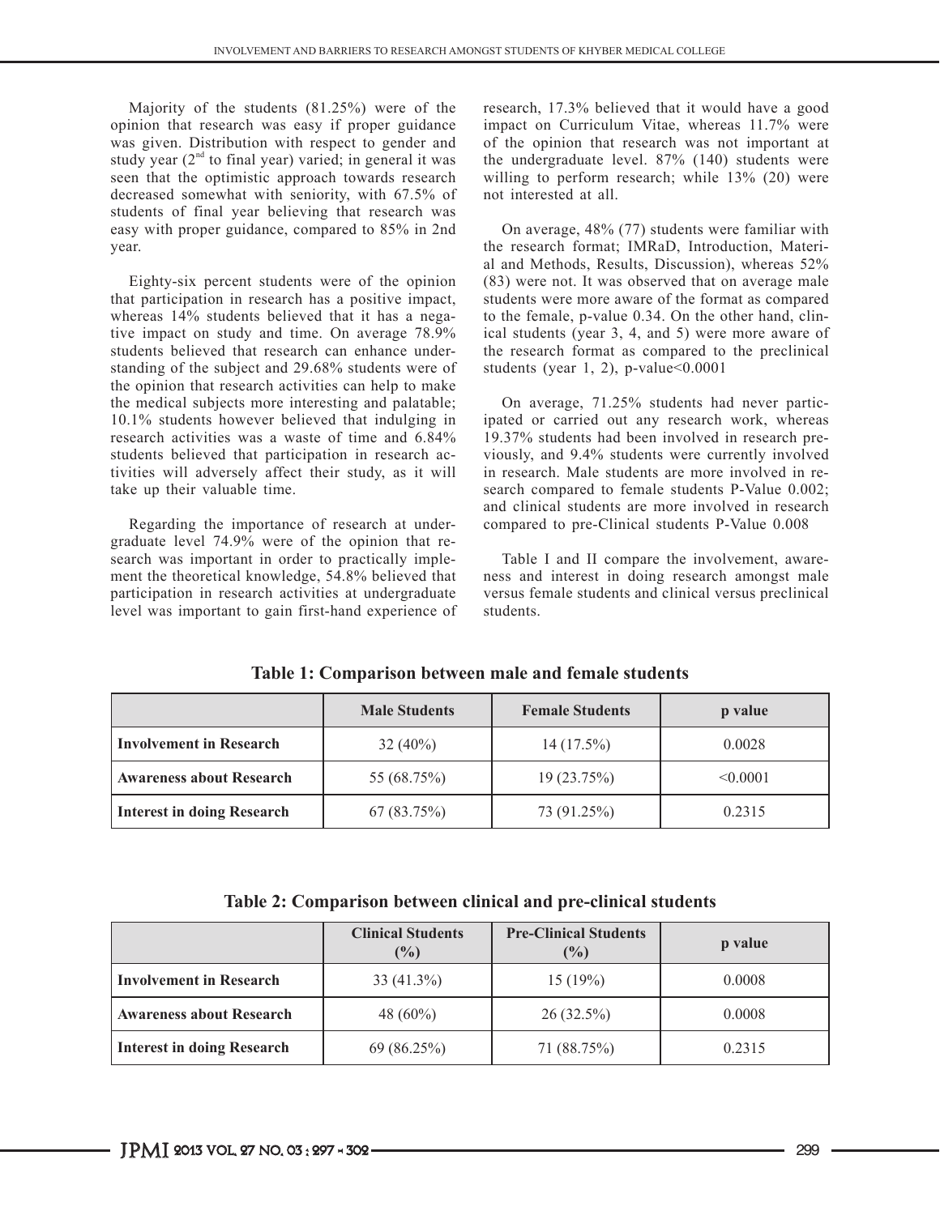Majority of the students (81.25%) were of the opinion that research was easy if proper guidance was given. Distribution with respect to gender and study year (2[nd] to final year) varied; in general it was seen that the optimistic approach towards research decreased somewhat with seniority, with 67.5% of students of final year believing that research was easy with proper guidance, compared to 85% in 2nd year.

Eighty-six percent students were of the opinion that participation in research has a positive impact, whereas 14% students believed that it has a negative impact on study and time. On average 78.9% students believed that research can enhance understanding of the subject and 29.68% students were of the opinion that research activities can help to make the medical subjects more interesting and palatable; 10.1% students however believed that indulging in research activities was a waste of time and 6.84% students believed that participation in research activities will adversely affect their study, as it will take up their valuable time.

Regarding the importance of research at undergraduate level 74.9% were of the opinion that research was important in order to practically implement the theoretical knowledge, 54.8% believed that participation in research activities at undergraduate level was important to gain first-hand experience of research, 17.3% believed that it would have a good impact on Curriculum Vitae, whereas 11.7% were of the opinion that research was not important at the undergraduate level. 87% (140) students were willing to perform research; while 13% (20) were not interested at all.

On average, 48% (77) students were familiar with the research format; IMRaD, Introduction, Material and Methods, Results, Discussion), whereas 52% (83) were not. It was observed that on average male students were more aware of the format as compared to the female, p-value 0.34. On the other hand, clinical students (year 3, 4, and 5) were more aware of the research format as compared to the preclinical students (year 1, 2), p-value<0.0001

On average, 71.25% students had never participated or carried out any research work, whereas 19.37% students had been involved in research previously, and 9.4% students were currently involved in research. Male students are more involved in research compared to female students P-Value 0.002; and clinical students are more involved in research compared to pre-Clinical students P-Value 0.008

Table I and II compare the involvement, awareness and interest in doing research amongst male versus female students and clinical versus preclinical students.

**Table 1: Comparison between male and female students**

| | Male Students | Female Students | p value |
|---|---|---|---|
| **Involvement in Research** | 32 (40%) | 14 (17.5%) | 0.0028 |
| **Awareness about Research** | 55 (68.75%) | 19 (23.75%) | <0.0001 |
| **Interest in doing Research** | 67 (83.75%) | 73 (91.25%) | 0.2315 |

**Table 2: Comparison between clinical and pre-clinical students**

| | Clinical Students (%) | Pre-Clinical Students (%) | p value |
|---|---|---|---|
| **Involvement in Research** | 33 (41.3%) | 15 (19%) | 0.0008 |
| **Awareness about Research** | 48 (60%) | 26 (32.5%) | 0.0008 |
| **Interest in doing Research** | 69 (86.25%) | 71 (88.75%) | 0.2315 |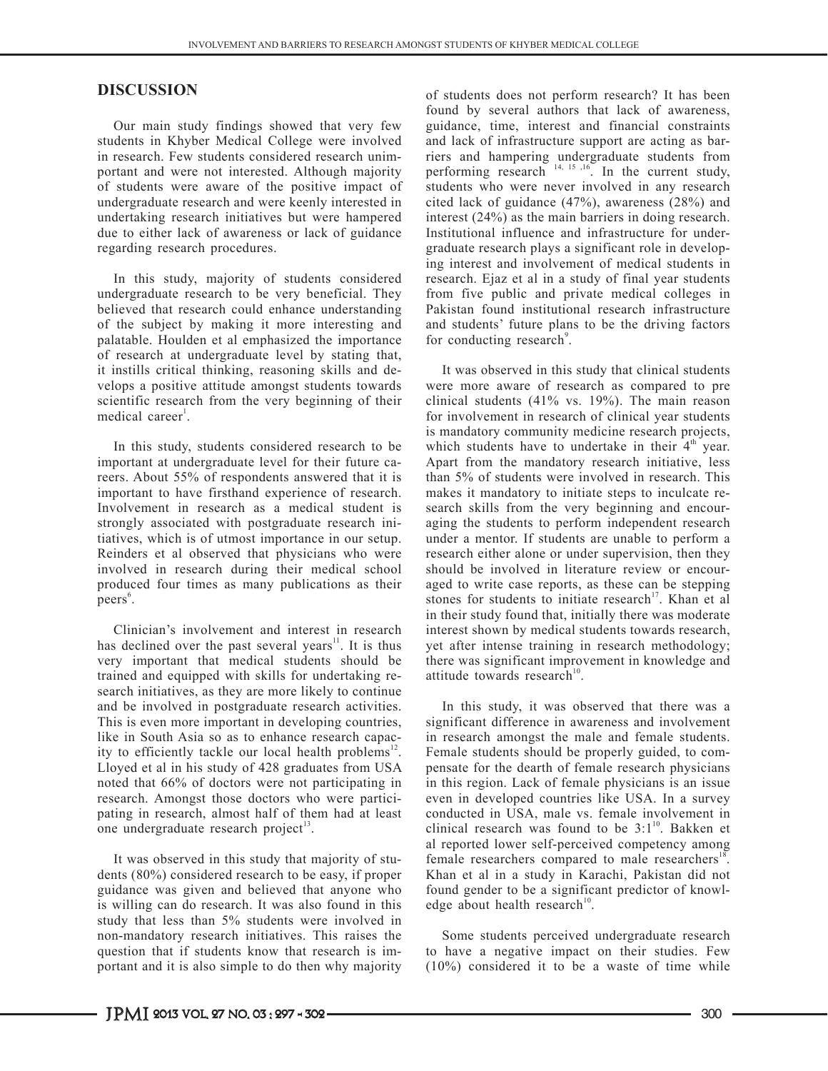## DISCUSSION

Our main study findings showed that very few students in Khyber Medical College were involved in research. Few students considered research unimportant and were not interested. Although majority of students were aware of the positive impact of undergraduate research and were keenly interested in undertaking research initiatives but were hampered due to either lack of awareness or lack of guidance regarding research procedures.

In this study, majority of students considered undergraduate research to be very beneficial. They believed that research could enhance understanding of the subject by making it more interesting and palatable. Houlden et al emphasized the importance of research at undergraduate level by stating that, it instills critical thinking, reasoning skills and develops a positive attitude amongst students towards scientific research from the very beginning of their medical career[1].

In this study, students considered research to be important at undergraduate level for their future careers. About 55% of respondents answered that it is important to have firsthand experience of research. Involvement in research as a medical student is strongly associated with postgraduate research initiatives, which is of utmost importance in our setup. Reinders et al observed that physicians who were involved in research during their medical school produced four times as many publications as their peers[6].

Clinician's involvement and interest in research has declined over the past several years[11]. It is thus very important that medical students should be trained and equipped with skills for undertaking research initiatives, as they are more likely to continue and be involved in postgraduate research activities. This is even more important in developing countries, like in South Asia so as to enhance research capacity to efficiently tackle our local health problems[12]. Lloyed et al in his study of 428 graduates from USA noted that 66% of doctors were not participating in research. Amongst those doctors who were participating in research, almost half of them had at least one undergraduate research project[13].

It was observed in this study that majority of students (80%) considered research to be easy, if proper guidance was given and believed that anyone who is willing can do research. It was also found in this study that less than 5% students were involved in non-mandatory research initiatives. This raises the question that if students know that research is important and it is also simple to do then why majority of students does not perform research? It has been found by several authors that lack of awareness, guidance, time, interest and financial constraints and lack of infrastructure support are acting as barriers and hampering undergraduate students from performing research[14, 15, 16]. In the current study, students who were never involved in any research cited lack of guidance (47%), awareness (28%) and interest (24%) as the main barriers in doing research. Institutional influence and infrastructure for undergraduate research plays a significant role in developing interest and involvement of medical students in research. Ejaz et al in a study of final year students from five public and private medical colleges in Pakistan found institutional research infrastructure and students' future plans to be the driving factors for conducting research[9].

It was observed in this study that clinical students were more aware of research as compared to pre clinical students (41% vs. 19%). The main reason for involvement in research of clinical year students is mandatory community medicine research projects, which students have to undertake in their 4th year. Apart from the mandatory research initiative, less than 5% of students were involved in research. This makes it mandatory to initiate steps to inculcate research skills from the very beginning and encouraging the students to perform independent research under a mentor. If students are unable to perform a research either alone or under supervision, then they should be involved in literature review or encouraged to write case reports, as these can be stepping stones for students to initiate research[17]. Khan et al in their study found that, initially there was moderate interest shown by medical students towards research, yet after intense training in research methodology; there was significant improvement in knowledge and attitude towards research[10].

In this study, it was observed that there was a significant difference in awareness and involvement in research amongst the male and female students. Female students should be properly guided, to compensate for the dearth of female research physicians in this region. Lack of female physicians is an issue even in developed countries like USA. In a survey conducted in USA, male vs. female involvement in clinical research was found to be 3:1[10]. Bakken et al reported lower self-perceived competency among female researchers compared to male researchers[18]. Khan et al in a study in Karachi, Pakistan did not found gender to be a significant predictor of knowledge about health research[10].

Some students perceived undergraduate research to have a negative impact on their studies. Few (10%) considered it to be a waste of time while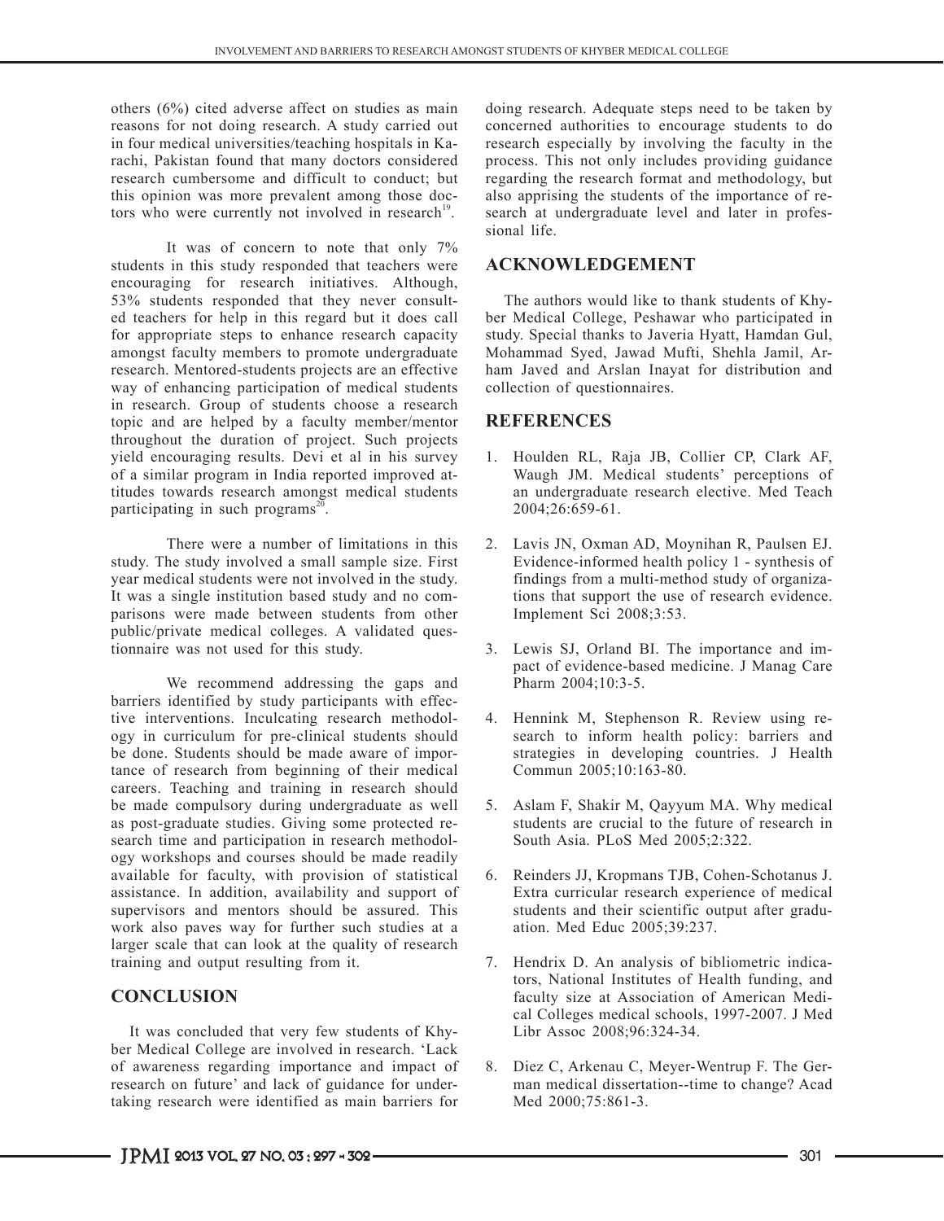others (6%) cited adverse affect on studies as main reasons for not doing research. A study carried out in four medical universities/teaching hospitals in Karachi, Pakistan found that many doctors considered research cumbersome and difficult to conduct; but this opinion was more prevalent among those doctors who were currently not involved in research[19].

It was of concern to note that only 7% students in this study responded that teachers were encouraging for research initiatives. Although, 53% students responded that they never consulted teachers for help in this regard but it does call for appropriate steps to enhance research capacity amongst faculty members to promote undergraduate research. Mentored-students projects are an effective way of enhancing participation of medical students in research. Group of students choose a research topic and are helped by a faculty member/mentor throughout the duration of project. Such projects yield encouraging results. Devi et al in his survey of a similar program in India reported improved attitudes towards research amongst medical students participating in such programs[20].

There were a number of limitations in this study. The study involved a small sample size. First year medical students were not involved in the study. It was a single institution based study and no comparisons were made between students from other public/private medical colleges. A validated questionnaire was not used for this study.

We recommend addressing the gaps and barriers identified by study participants with effective interventions. Inculcating research methodology in curriculum for pre-clinical students should be done. Students should be made aware of importance of research from beginning of their medical careers. Teaching and training in research should be made compulsory during undergraduate as well as post-graduate studies. Giving some protected research time and participation in research methodology workshops and courses should be made readily available for faculty, with provision of statistical assistance. In addition, availability and support of supervisors and mentors should be assured. This work also paves way for further such studies at a larger scale that can look at the quality of research training and output resulting from it.

## CONCLUSION

It was concluded that very few students of Khyber Medical College are involved in research. 'Lack of awareness regarding importance and impact of research on future' and lack of guidance for undertaking research were identified as main barriers for doing research. Adequate steps need to be taken by concerned authorities to encourage students to do research especially by involving the faculty in the process. This not only includes providing guidance regarding the research format and methodology, but also apprising the students of the importance of research at undergraduate level and later in professional life.

## ACKNOWLEDGEMENT

The authors would like to thank students of Khyber Medical College, Peshawar who participated in study. Special thanks to Javeria Hyatt, Hamdan Gul, Mohammad Syed, Jawad Mufti, Shehla Jamil, Arham Javed and Arslan Inayat for distribution and collection of questionnaires.

## REFERENCES

1. Houlden RL, Raja JB, Collier CP, Clark AF, Waugh JM. Medical students' perceptions of an undergraduate research elective. Med Teach 2004;26:659-61.
2. Lavis JN, Oxman AD, Moynihan R, Paulsen EJ. Evidence-informed health policy 1 - synthesis of findings from a multi-method study of organizations that support the use of research evidence. Implement Sci 2008;3:53.
3. Lewis SJ, Orland BI. The importance and impact of evidence-based medicine. J Manag Care Pharm 2004;10:3-5.
4. Hennink M, Stephenson R. Review using research to inform health policy: barriers and strategies in developing countries. J Health Commun 2005;10:163-80.
5. Aslam F, Shakir M, Qayyum MA. Why medical students are crucial to the future of research in South Asia. PLoS Med 2005;2:322.
6. Reinders JJ, Kropmans TJB, Cohen-Schotanus J. Extra curricular research experience of medical students and their scientific output after graduation. Med Educ 2005;39:237.
7. Hendrix D. An analysis of bibliometric indicators, National Institutes of Health funding, and faculty size at Association of American Medical Colleges medical schools, 1997-2007. J Med Libr Assoc 2008;96:324-34.
8. Diez C, Arkenau C, Meyer-Wentrup F. The German medical dissertation--time to change? Acad Med 2000;75:861-3.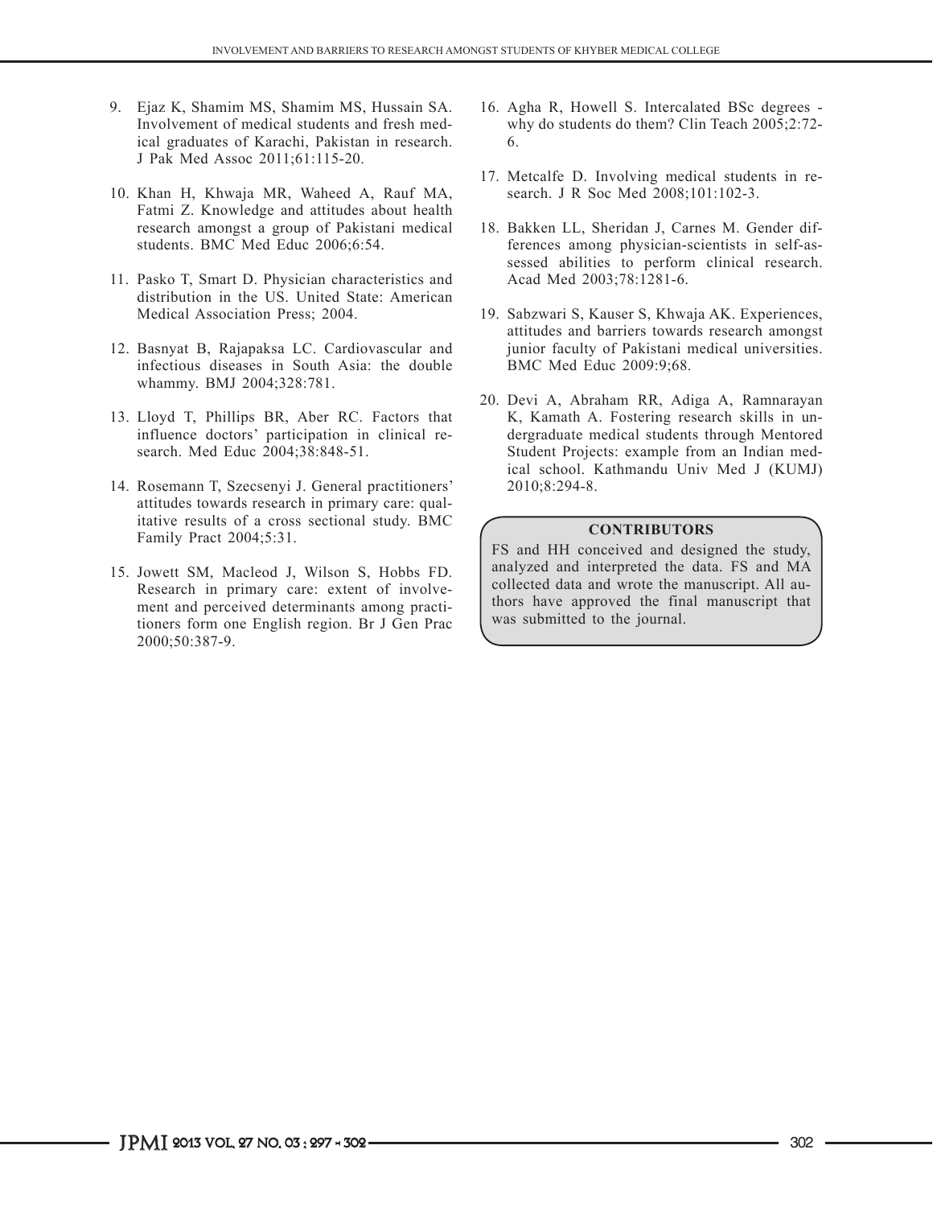9. Ejaz K, Shamim MS, Shamim MS, Hussain SA. Involvement of medical students and fresh medical graduates of Karachi, Pakistan in research. J Pak Med Assoc 2011;61:115-20.

10. Khan H, Khwaja MR, Waheed A, Rauf MA, Fatmi Z. Knowledge and attitudes about health research amongst a group of Pakistani medical students. BMC Med Educ 2006;6:54.

11. Pasko T, Smart D. Physician characteristics and distribution in the US. United State: American Medical Association Press; 2004.

12. Basnyat B, Rajapaksa LC. Cardiovascular and infectious diseases in South Asia: the double whammy. BMJ 2004;328:781.

13. Lloyd T, Phillips BR, Aber RC. Factors that influence doctors' participation in clinical research. Med Educ 2004;38:848-51.

14. Rosemann T, Szecsenyi J. General practitioners' attitudes towards research in primary care: qualitative results of a cross sectional study. BMC Family Pract 2004;5:31.

15. Jowett SM, Macleod J, Wilson S, Hobbs FD. Research in primary care: extent of involvement and perceived determinants among practitioners form one English region. Br J Gen Prac 2000;50:387-9.

16. Agha R, Howell S. Intercalated BSc degrees - why do students do them? Clin Teach 2005;2:72-6.

17. Metcalfe D. Involving medical students in research. J R Soc Med 2008;101:102-3.

18. Bakken LL, Sheridan J, Carnes M. Gender differences among physician-scientists in self-assessed abilities to perform clinical research. Acad Med 2003;78:1281-6.

19. Sabzwari S, Kauser S, Khwaja AK. Experiences, attitudes and barriers towards research amongst junior faculty of Pakistani medical universities. BMC Med Educ 2009:9;68.

20. Devi A, Abraham RR, Adiga A, Ramnarayan K, Kamath A. Fostering research skills in undergraduate medical students through Mentored Student Projects: example from an Indian medical school. Kathmandu Univ Med J (KUMJ) 2010;8:294-8.

**CONTRIBUTORS**

FS and HH conceived and designed the study, analyzed and interpreted the data. FS and MA collected data and wrote the manuscript. All authors have approved the final manuscript that was submitted to the journal.